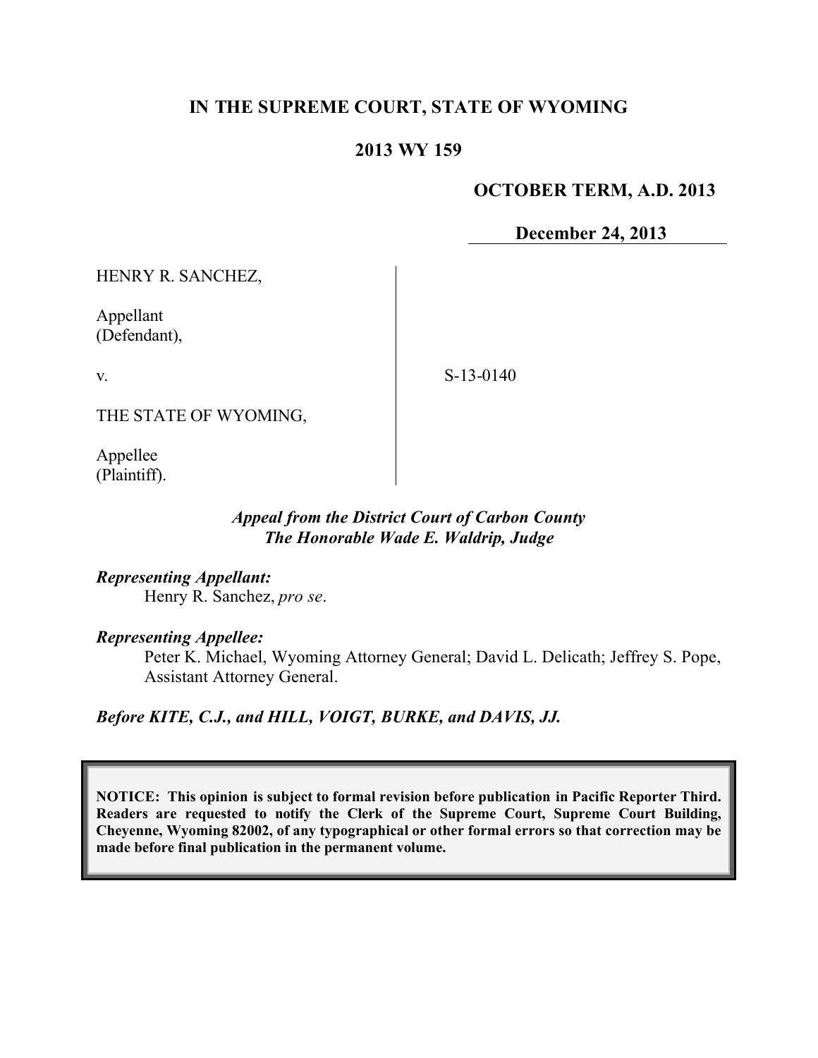# IN THE SUPREME COURT, STATE OF WYOMING

## 2013 WY 159

**OCTOBER TERM, A.D. 2013**

**December 24, 2013**

HENRY R. SANCHEZ,

Appellant
(Defendant),

v.

THE STATE OF WYOMING,

Appellee
(Plaintiff).

S-13-0140

***Appeal from the District Court of Carbon County***
***The Honorable Wade E. Waldrip, Judge***

***Representing Appellant:***
Henry R. Sanchez, *pro se*.

***Representing Appellee:***
Peter K. Michael, Wyoming Attorney General; David L. Delicath; Jeffrey S. Pope, Assistant Attorney General.

***Before KITE, C.J., and HILL, VOIGT, BURKE, and DAVIS, JJ.***

**NOTICE: This opinion is subject to formal revision before publication in Pacific Reporter Third. Readers are requested to notify the Clerk of the Supreme Court, Supreme Court Building, Cheyenne, Wyoming 82002, of any typographical or other formal errors so that correction may be made before final publication in the permanent volume.**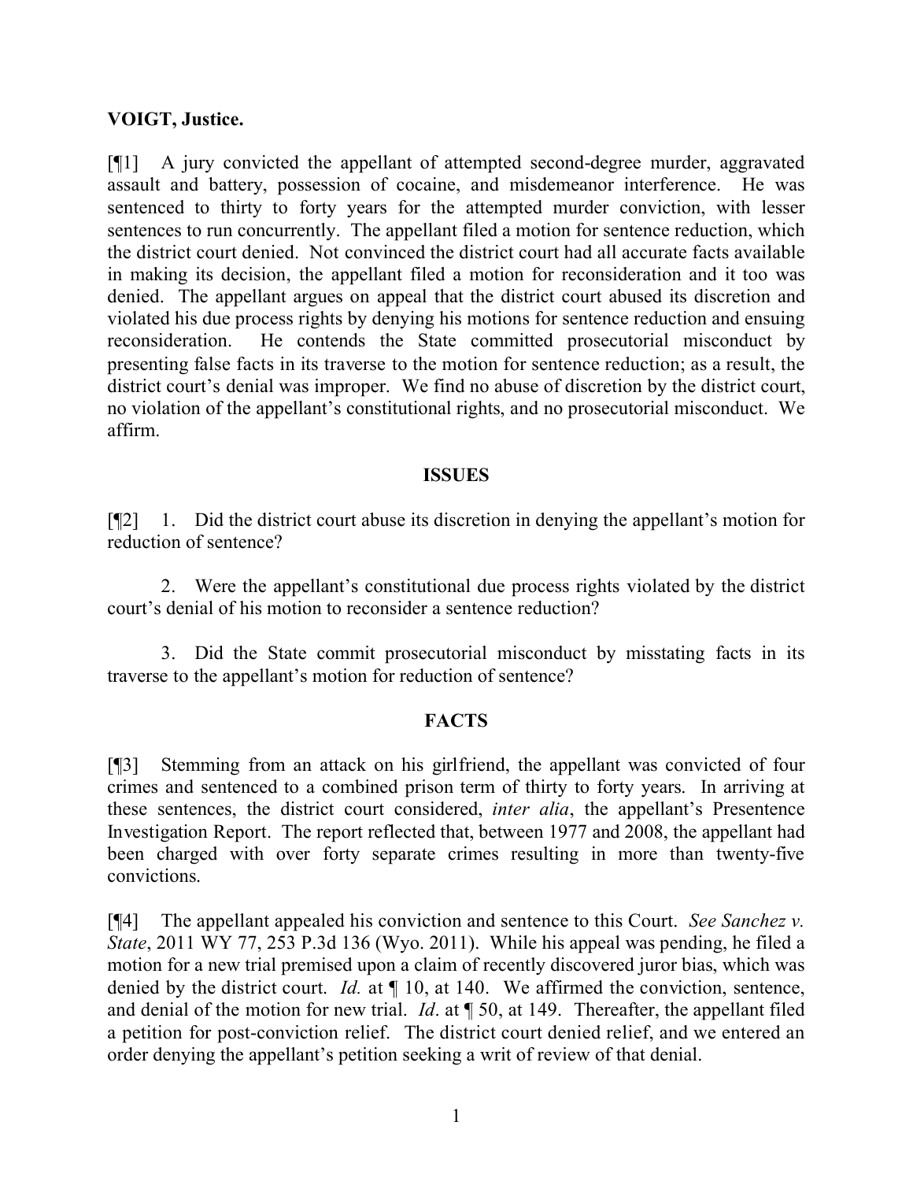**VOIGT, Justice.**

[¶1] A jury convicted the appellant of attempted second-degree murder, aggravated assault and battery, possession of cocaine, and misdemeanor interference. He was sentenced to thirty to forty years for the attempted murder conviction, with lesser sentences to run concurrently. The appellant filed a motion for sentence reduction, which the district court denied. Not convinced the district court had all accurate facts available in making its decision, the appellant filed a motion for reconsideration and it too was denied. The appellant argues on appeal that the district court abused its discretion and violated his due process rights by denying his motions for sentence reduction and ensuing reconsideration. He contends the State committed prosecutorial misconduct by presenting false facts in its traverse to the motion for sentence reduction; as a result, the district court's denial was improper. We find no abuse of discretion by the district court, no violation of the appellant's constitutional rights, and no prosecutorial misconduct. We affirm.

## ISSUES

[¶2] 1. Did the district court abuse its discretion in denying the appellant's motion for reduction of sentence?

2. Were the appellant's constitutional due process rights violated by the district court's denial of his motion to reconsider a sentence reduction?

3. Did the State commit prosecutorial misconduct by misstating facts in its traverse to the appellant's motion for reduction of sentence?

## FACTS

[¶3] Stemming from an attack on his girlfriend, the appellant was convicted of four crimes and sentenced to a combined prison term of thirty to forty years. In arriving at these sentences, the district court considered, *inter alia*, the appellant's Presentence Investigation Report. The report reflected that, between 1977 and 2008, the appellant had been charged with over forty separate crimes resulting in more than twenty-five convictions.

[¶4] The appellant appealed his conviction and sentence to this Court. *See Sanchez v. State*, 2011 WY 77, 253 P.3d 136 (Wyo. 2011). While his appeal was pending, he filed a motion for a new trial premised upon a claim of recently discovered juror bias, which was denied by the district court. *Id.* at ¶ 10, at 140. We affirmed the conviction, sentence, and denial of the motion for new trial. *Id*. at ¶ 50, at 149. Thereafter, the appellant filed a petition for post-conviction relief. The district court denied relief, and we entered an order denying the appellant's petition seeking a writ of review of that denial.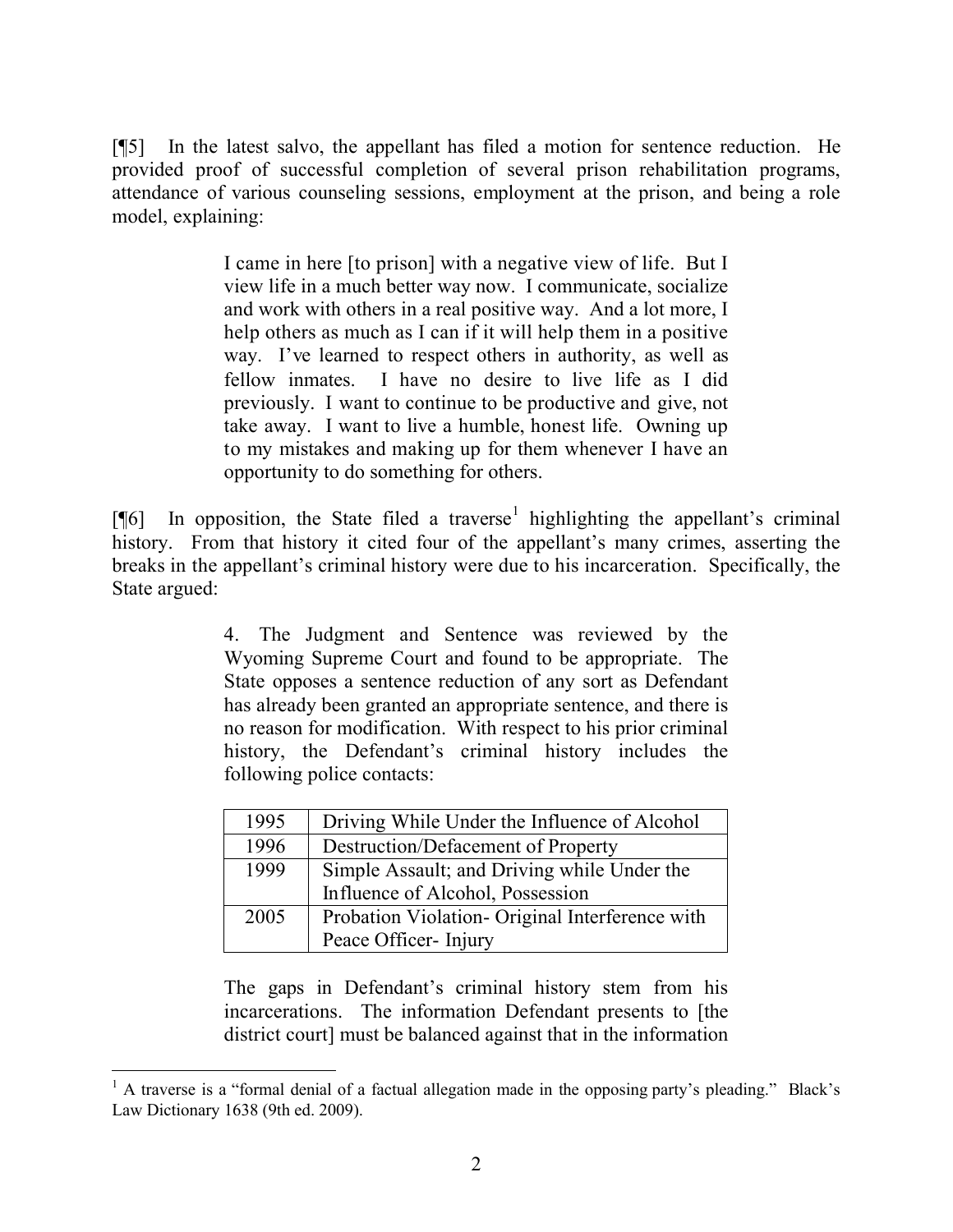[¶5] In the latest salvo, the appellant has filed a motion for sentence reduction. He provided proof of successful completion of several prison rehabilitation programs, attendance of various counseling sessions, employment at the prison, and being a role model, explaining:

> I came in here [to prison] with a negative view of life. But I view life in a much better way now. I communicate, socialize and work with others in a real positive way. And a lot more, I help others as much as I can if it will help them in a positive way. I've learned to respect others in authority, as well as fellow inmates. I have no desire to live life as I did previously. I want to continue to be productive and give, not take away. I want to live a humble, honest life. Owning up to my mistakes and making up for them whenever I have an opportunity to do something for others.

[¶6] In opposition, the State filed a traverse[1] highlighting the appellant's criminal history. From that history it cited four of the appellant's many crimes, asserting the breaks in the appellant's criminal history were due to his incarceration. Specifically, the State argued:

> 4. The Judgment and Sentence was reviewed by the Wyoming Supreme Court and found to be appropriate. The State opposes a sentence reduction of any sort as Defendant has already been granted an appropriate sentence, and there is no reason for modification. With respect to his prior criminal history, the Defendant's criminal history includes the following police contacts:
>
> | 1995 | Driving While Under the Influence of Alcohol |
> |---|---|
> | 1996 | Destruction/Defacement of Property |
> | 1999 | Simple Assault; and Driving while Under the Influence of Alcohol, Possession |
> | 2005 | Probation Violation- Original Interference with Peace Officer- Injury |
>
> The gaps in Defendant's criminal history stem from his incarcerations. The information Defendant presents to [the district court] must be balanced against that in the information

[1] A traverse is a "formal denial of a factual allegation made in the opposing party's pleading." Black's Law Dictionary 1638 (9th ed. 2009).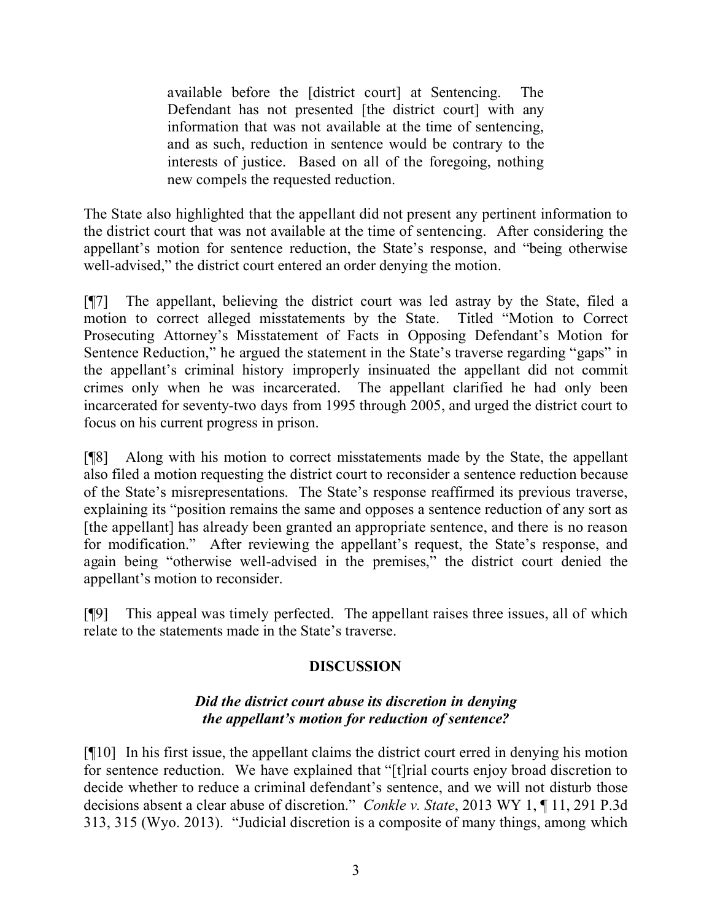> available before the [district court] at Sentencing. The Defendant has not presented [the district court] with any information that was not available at the time of sentencing, and as such, reduction in sentence would be contrary to the interests of justice. Based on all of the foregoing, nothing new compels the requested reduction.

The State also highlighted that the appellant did not present any pertinent information to the district court that was not available at the time of sentencing. After considering the appellant's motion for sentence reduction, the State's response, and "being otherwise well-advised," the district court entered an order denying the motion.

[¶7] The appellant, believing the district court was led astray by the State, filed a motion to correct alleged misstatements by the State. Titled "Motion to Correct Prosecuting Attorney's Misstatement of Facts in Opposing Defendant's Motion for Sentence Reduction," he argued the statement in the State's traverse regarding "gaps" in the appellant's criminal history improperly insinuated the appellant did not commit crimes only when he was incarcerated. The appellant clarified he had only been incarcerated for seventy-two days from 1995 through 2005, and urged the district court to focus on his current progress in prison.

[¶8] Along with his motion to correct misstatements made by the State, the appellant also filed a motion requesting the district court to reconsider a sentence reduction because of the State's misrepresentations. The State's response reaffirmed its previous traverse, explaining its "position remains the same and opposes a sentence reduction of any sort as [the appellant] has already been granted an appropriate sentence, and there is no reason for modification." After reviewing the appellant's request, the State's response, and again being "otherwise well-advised in the premises," the district court denied the appellant's motion to reconsider.

[¶9] This appeal was timely perfected. The appellant raises three issues, all of which relate to the statements made in the State's traverse.

## DISCUSSION

### *Did the district court abuse its discretion in denying the appellant's motion for reduction of sentence?*

[¶10] In his first issue, the appellant claims the district court erred in denying his motion for sentence reduction. We have explained that "[t]rial courts enjoy broad discretion to decide whether to reduce a criminal defendant's sentence, and we will not disturb those decisions absent a clear abuse of discretion." *Conkle v. State*, 2013 WY 1, ¶ 11, 291 P.3d 313, 315 (Wyo. 2013). "Judicial discretion is a composite of many things, among which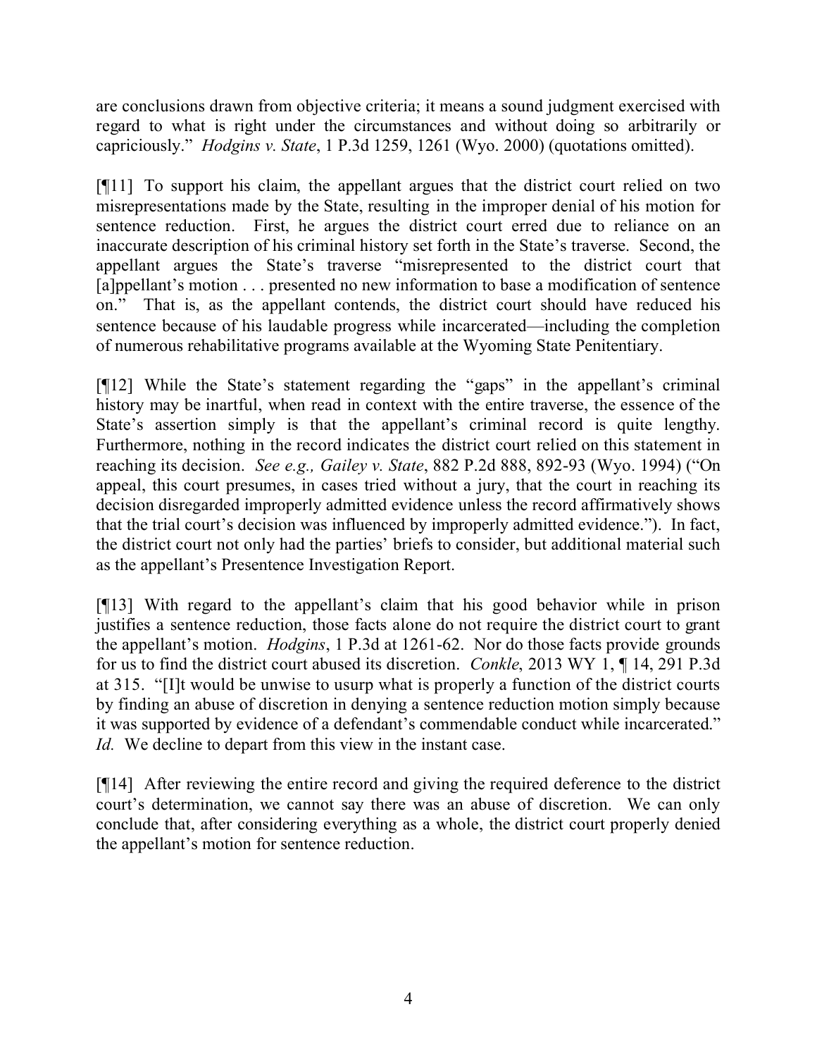are conclusions drawn from objective criteria; it means a sound judgment exercised with regard to what is right under the circumstances and without doing so arbitrarily or capriciously." *Hodgins v. State*, 1 P.3d 1259, 1261 (Wyo. 2000) (quotations omitted).

[¶11] To support his claim, the appellant argues that the district court relied on two misrepresentations made by the State, resulting in the improper denial of his motion for sentence reduction. First, he argues the district court erred due to reliance on an inaccurate description of his criminal history set forth in the State's traverse. Second, the appellant argues the State's traverse "misrepresented to the district court that [a]ppellant's motion . . . presented no new information to base a modification of sentence on." That is, as the appellant contends, the district court should have reduced his sentence because of his laudable progress while incarcerated—including the completion of numerous rehabilitative programs available at the Wyoming State Penitentiary.

[¶12] While the State's statement regarding the "gaps" in the appellant's criminal history may be inartful, when read in context with the entire traverse, the essence of the State's assertion simply is that the appellant's criminal record is quite lengthy. Furthermore, nothing in the record indicates the district court relied on this statement in reaching its decision. *See e.g., Gailey v. State*, 882 P.2d 888, 892-93 (Wyo. 1994) ("On appeal, this court presumes, in cases tried without a jury, that the court in reaching its decision disregarded improperly admitted evidence unless the record affirmatively shows that the trial court's decision was influenced by improperly admitted evidence."). In fact, the district court not only had the parties' briefs to consider, but additional material such as the appellant's Presentence Investigation Report.

[¶13] With regard to the appellant's claim that his good behavior while in prison justifies a sentence reduction, those facts alone do not require the district court to grant the appellant's motion. *Hodgins*, 1 P.3d at 1261-62. Nor do those facts provide grounds for us to find the district court abused its discretion. *Conkle*, 2013 WY 1, ¶ 14, 291 P.3d at 315. "[I]t would be unwise to usurp what is properly a function of the district courts by finding an abuse of discretion in denying a sentence reduction motion simply because it was supported by evidence of a defendant's commendable conduct while incarcerated." *Id.* We decline to depart from this view in the instant case.

[¶14] After reviewing the entire record and giving the required deference to the district court's determination, we cannot say there was an abuse of discretion. We can only conclude that, after considering everything as a whole, the district court properly denied the appellant's motion for sentence reduction.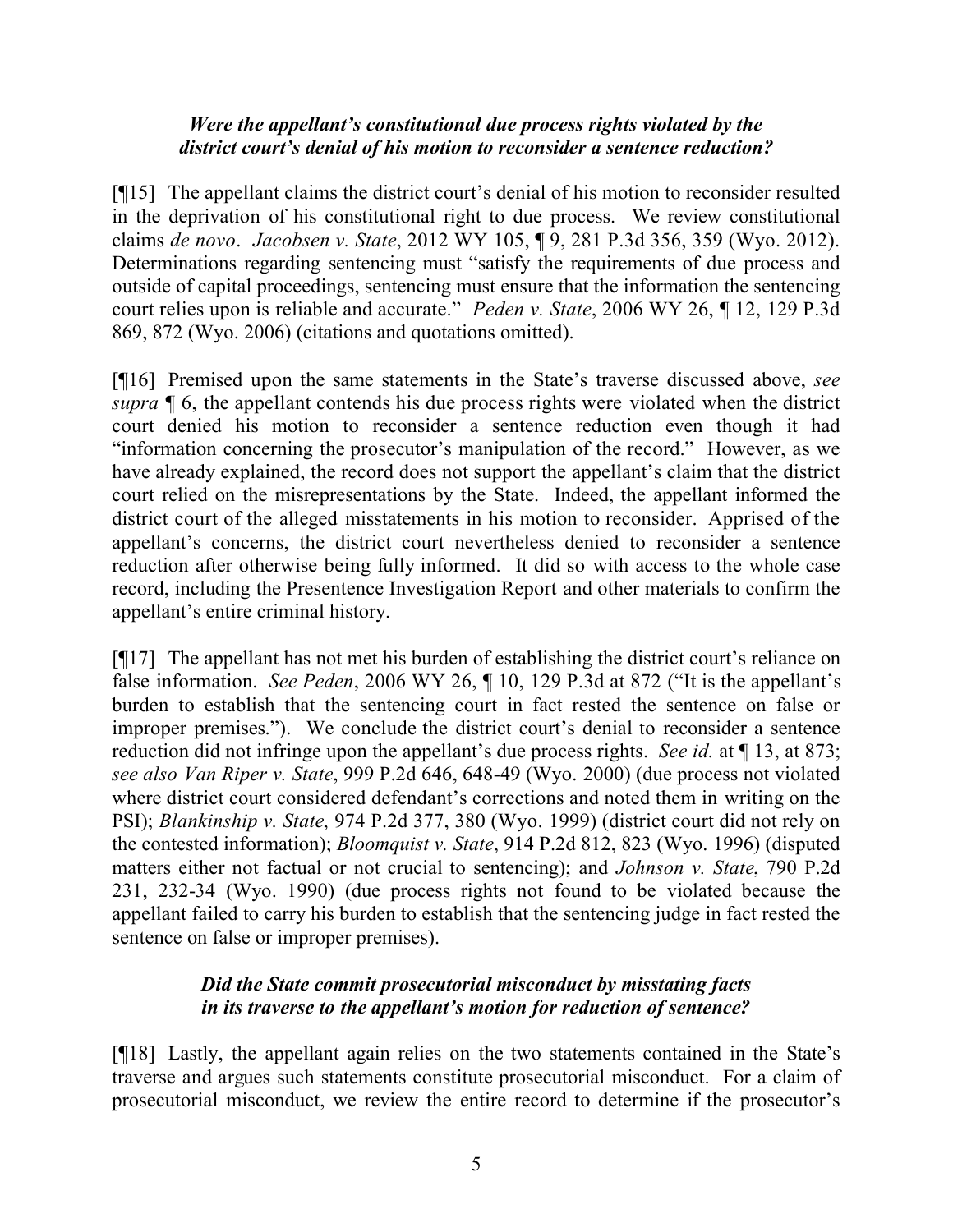### *Were the appellant's constitutional due process rights violated by the district court's denial of his motion to reconsider a sentence reduction?*

[¶15] The appellant claims the district court's denial of his motion to reconsider resulted in the deprivation of his constitutional right to due process. We review constitutional claims *de novo*. *Jacobsen v. State*, 2012 WY 105, ¶ 9, 281 P.3d 356, 359 (Wyo. 2012). Determinations regarding sentencing must "satisfy the requirements of due process and outside of capital proceedings, sentencing must ensure that the information the sentencing court relies upon is reliable and accurate." *Peden v. State*, 2006 WY 26, ¶ 12, 129 P.3d 869, 872 (Wyo. 2006) (citations and quotations omitted).

[¶16] Premised upon the same statements in the State's traverse discussed above, *see supra* ¶ 6, the appellant contends his due process rights were violated when the district court denied his motion to reconsider a sentence reduction even though it had "information concerning the prosecutor's manipulation of the record." However, as we have already explained, the record does not support the appellant's claim that the district court relied on the misrepresentations by the State. Indeed, the appellant informed the district court of the alleged misstatements in his motion to reconsider. Apprised of the appellant's concerns, the district court nevertheless denied to reconsider a sentence reduction after otherwise being fully informed. It did so with access to the whole case record, including the Presentence Investigation Report and other materials to confirm the appellant's entire criminal history.

[¶17] The appellant has not met his burden of establishing the district court's reliance on false information. *See Peden*, 2006 WY 26, ¶ 10, 129 P.3d at 872 ("It is the appellant's burden to establish that the sentencing court in fact rested the sentence on false or improper premises."). We conclude the district court's denial to reconsider a sentence reduction did not infringe upon the appellant's due process rights. *See id.* at ¶ 13, at 873; *see also Van Riper v. State*, 999 P.2d 646, 648-49 (Wyo. 2000) (due process not violated where district court considered defendant's corrections and noted them in writing on the PSI); *Blankinship v. State*, 974 P.2d 377, 380 (Wyo. 1999) (district court did not rely on the contested information); *Bloomquist v. State*, 914 P.2d 812, 823 (Wyo. 1996) (disputed matters either not factual or not crucial to sentencing); and *Johnson v. State*, 790 P.2d 231, 232-34 (Wyo. 1990) (due process rights not found to be violated because the appellant failed to carry his burden to establish that the sentencing judge in fact rested the sentence on false or improper premises).

### *Did the State commit prosecutorial misconduct by misstating facts in its traverse to the appellant's motion for reduction of sentence?*

[¶18] Lastly, the appellant again relies on the two statements contained in the State's traverse and argues such statements constitute prosecutorial misconduct. For a claim of prosecutorial misconduct, we review the entire record to determine if the prosecutor's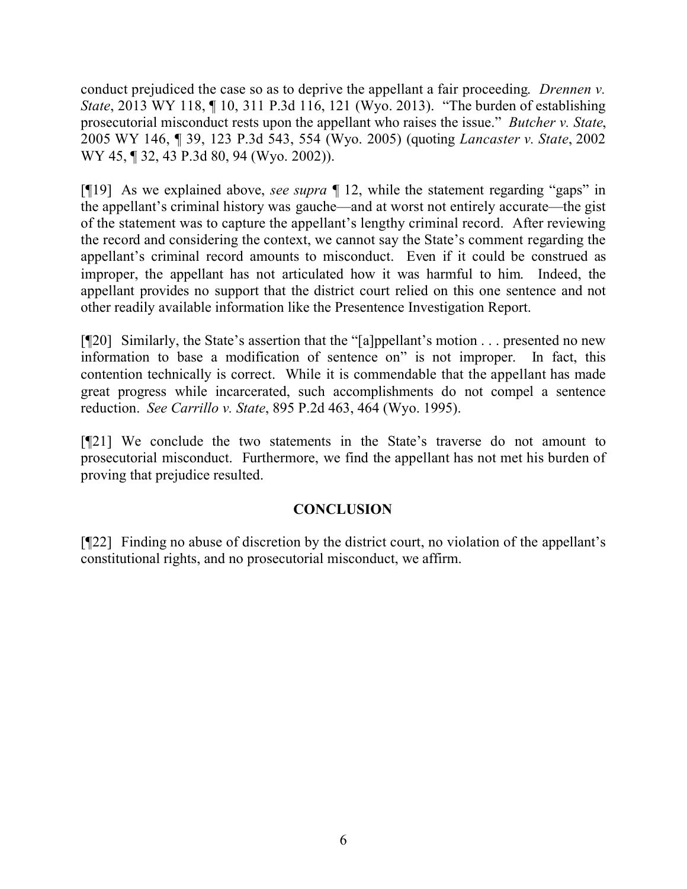conduct prejudiced the case so as to deprive the appellant a fair proceeding. *Drennen v. State*, 2013 WY 118, ¶ 10, 311 P.3d 116, 121 (Wyo. 2013). "The burden of establishing prosecutorial misconduct rests upon the appellant who raises the issue." *Butcher v. State*, 2005 WY 146, ¶ 39, 123 P.3d 543, 554 (Wyo. 2005) (quoting *Lancaster v. State*, 2002 WY 45, ¶ 32, 43 P.3d 80, 94 (Wyo. 2002)).

[¶19] As we explained above, *see supra* ¶ 12, while the statement regarding "gaps" in the appellant's criminal history was gauche—and at worst not entirely accurate—the gist of the statement was to capture the appellant's lengthy criminal record. After reviewing the record and considering the context, we cannot say the State's comment regarding the appellant's criminal record amounts to misconduct. Even if it could be construed as improper, the appellant has not articulated how it was harmful to him. Indeed, the appellant provides no support that the district court relied on this one sentence and not other readily available information like the Presentence Investigation Report.

[¶20] Similarly, the State's assertion that the "[a]ppellant's motion . . . presented no new information to base a modification of sentence on" is not improper. In fact, this contention technically is correct. While it is commendable that the appellant has made great progress while incarcerated, such accomplishments do not compel a sentence reduction. *See Carrillo v. State*, 895 P.2d 463, 464 (Wyo. 1995).

[¶21] We conclude the two statements in the State's traverse do not amount to prosecutorial misconduct. Furthermore, we find the appellant has not met his burden of proving that prejudice resulted.

## CONCLUSION

[¶22] Finding no abuse of discretion by the district court, no violation of the appellant's constitutional rights, and no prosecutorial misconduct, we affirm.